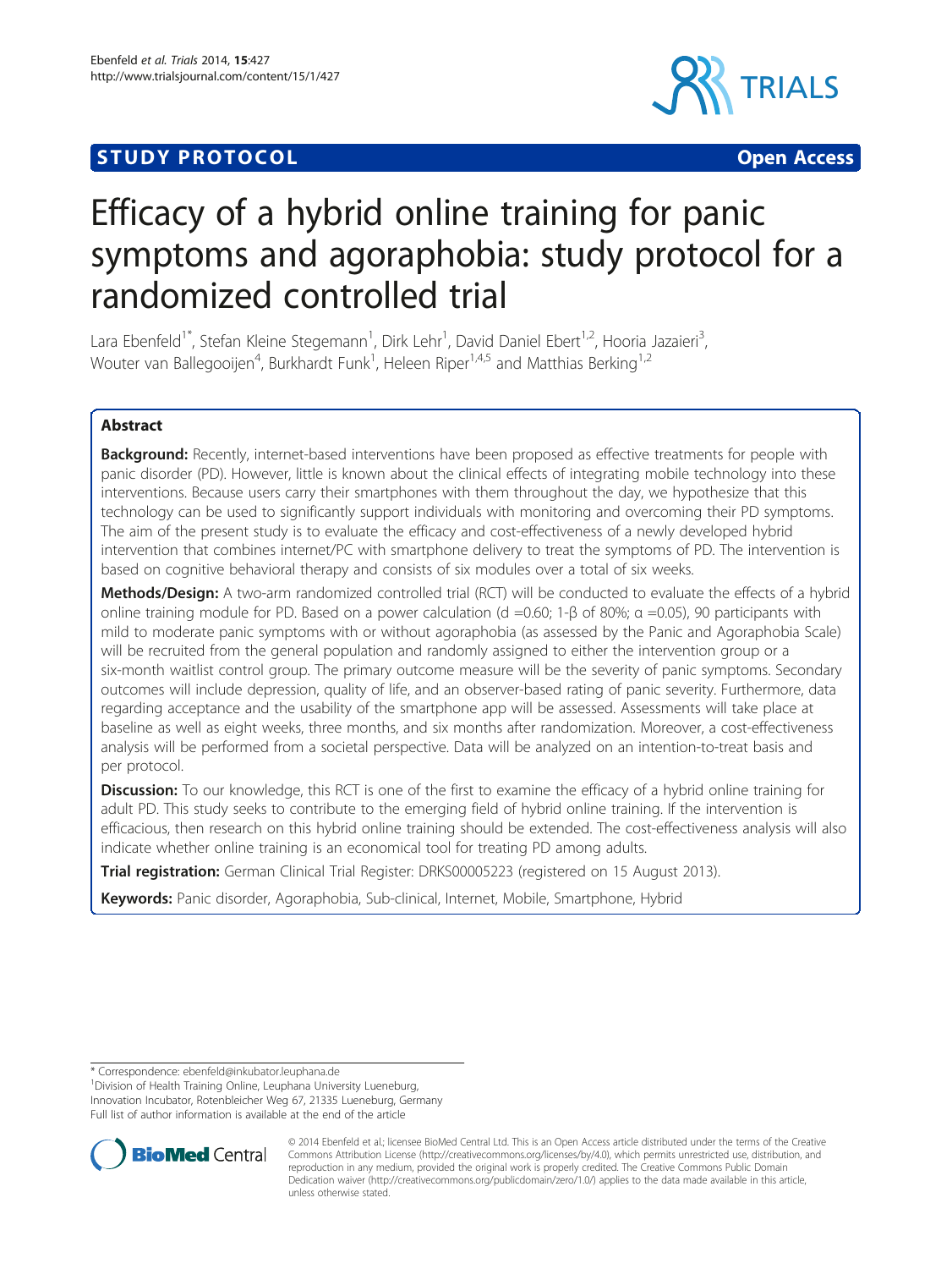**STUDY PROTOCOL** **Open Access**

# Efficacy of a hybrid online training for panic symptoms and agoraphobia: study protocol for a randomized controlled trial

Lara Ebenfeld[1*], Stefan Kleine Stegemann[1], Dirk Lehr[1], David Daniel Ebert[1,2], Hooria Jazaieri[3], Wouter van Ballegooijen[4], Burkhardt Funk[1], Heleen Riper[1,4,5] and Matthias Berking[1,2]

## Abstract

**Background:** Recently, internet-based interventions have been proposed as effective treatments for people with panic disorder (PD). However, little is known about the clinical effects of integrating mobile technology into these interventions. Because users carry their smartphones with them throughout the day, we hypothesize that this technology can be used to significantly support individuals with monitoring and overcoming their PD symptoms. The aim of the present study is to evaluate the efficacy and cost-effectiveness of a newly developed hybrid intervention that combines internet/PC with smartphone delivery to treat the symptoms of PD. The intervention is based on cognitive behavioral therapy and consists of six modules over a total of six weeks.

**Methods/Design:** A two-arm randomized controlled trial (RCT) will be conducted to evaluate the effects of a hybrid online training module for PD. Based on a power calculation ($d = 0.60$; $1-\beta$ of 80%; $\alpha = 0.05$), 90 participants with mild to moderate panic symptoms with or without agoraphobia (as assessed by the Panic and Agoraphobia Scale) will be recruited from the general population and randomly assigned to either the intervention group or a six-month waitlist control group. The primary outcome measure will be the severity of panic symptoms. Secondary outcomes will include depression, quality of life, and an observer-based rating of panic severity. Furthermore, data regarding acceptance and the usability of the smartphone app will be assessed. Assessments will take place at baseline as well as eight weeks, three months, and six months after randomization. Moreover, a cost-effectiveness analysis will be performed from a societal perspective. Data will be analyzed on an intention-to-treat basis and per protocol.

**Discussion:** To our knowledge, this RCT is one of the first to examine the efficacy of a hybrid online training for adult PD. This study seeks to contribute to the emerging field of hybrid online training. If the intervention is efficacious, then research on this hybrid online training should be extended. The cost-effectiveness analysis will also indicate whether online training is an economical tool for treating PD among adults.

**Trial registration:** German Clinical Trial Register: DRKS00005223 (registered on 15 August 2013).

**Keywords:** Panic disorder, Agoraphobia, Sub-clinical, Internet, Mobile, Smartphone, Hybrid

---

* Correspondence: ebenfeld@inkubator.leuphana.de

[1]Division of Health Training Online, Leuphana University Lueneburg, Innovation Incubator, Rotenbleicher Weg 67, 21335 Lueneburg, Germany

Full list of author information is available at the end of the article

© 2014 Ebenfeld et al.; licensee BioMed Central Ltd. This is an Open Access article distributed under the terms of the Creative Commons Attribution License (http://creativecommons.org/licenses/by/4.0), which permits unrestricted use, distribution, and reproduction in any medium, provided the original work is properly credited. The Creative Commons Public Domain Dedication waiver (http://creativecommons.org/publicdomain/zero/1.0/) applies to the data made available in this article, unless otherwise stated.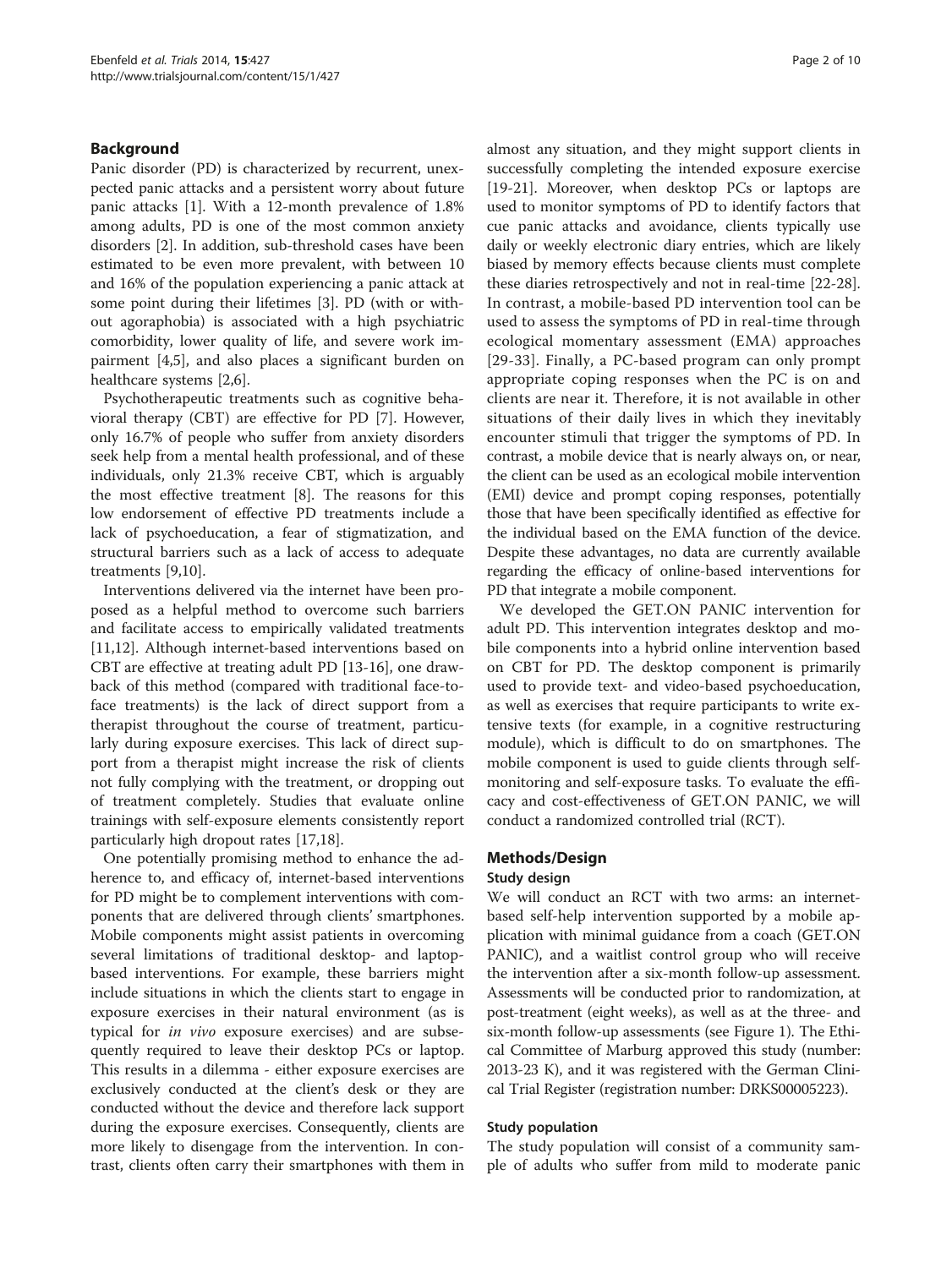## Background

Panic disorder (PD) is characterized by recurrent, unexpected panic attacks and a persistent worry about future panic attacks [1]. With a 12-month prevalence of 1.8% among adults, PD is one of the most common anxiety disorders [2]. In addition, sub-threshold cases have been estimated to be even more prevalent, with between 10 and 16% of the population experiencing a panic attack at some point during their lifetimes [3]. PD (with or without agoraphobia) is associated with a high psychiatric comorbidity, lower quality of life, and severe work impairment [4,5], and also places a significant burden on healthcare systems [2,6].

Psychotherapeutic treatments such as cognitive behavioral therapy (CBT) are effective for PD [7]. However, only 16.7% of people who suffer from anxiety disorders seek help from a mental health professional, and of these individuals, only 21.3% receive CBT, which is arguably the most effective treatment [8]. The reasons for this low endorsement of effective PD treatments include a lack of psychoeducation, a fear of stigmatization, and structural barriers such as a lack of access to adequate treatments [9,10].

Interventions delivered via the internet have been proposed as a helpful method to overcome such barriers and facilitate access to empirically validated treatments [11,12]. Although internet-based interventions based on CBT are effective at treating adult PD [13-16], one drawback of this method (compared with traditional face-to-face treatments) is the lack of direct support from a therapist throughout the course of treatment, particularly during exposure exercises. This lack of direct support from a therapist might increase the risk of clients not fully complying with the treatment, or dropping out of treatment completely. Studies that evaluate online trainings with self-exposure elements consistently report particularly high dropout rates [17,18].

One potentially promising method to enhance the adherence to, and efficacy of, internet-based interventions for PD might be to complement interventions with components that are delivered through clients' smartphones. Mobile components might assist patients in overcoming several limitations of traditional desktop- and laptop-based interventions. For example, these barriers might include situations in which the clients start to engage in exposure exercises in their natural environment (as is typical for *in vivo* exposure exercises) and are subsequently required to leave their desktop PCs or laptop. This results in a dilemma - either exposure exercises are exclusively conducted at the client's desk or they are conducted without the device and therefore lack support during the exposure exercises. Consequently, clients are more likely to disengage from the intervention. In contrast, clients often carry their smartphones with them in almost any situation, and they might support clients in successfully completing the intended exposure exercise [19-21]. Moreover, when desktop PCs or laptops are used to monitor symptoms of PD to identify factors that cue panic attacks and avoidance, clients typically use daily or weekly electronic diary entries, which are likely biased by memory effects because clients must complete these diaries retrospectively and not in real-time [22-28]. In contrast, a mobile-based PD intervention tool can be used to assess the symptoms of PD in real-time through ecological momentary assessment (EMA) approaches [29-33]. Finally, a PC-based program can only prompt appropriate coping responses when the PC is on and clients are near it. Therefore, it is not available in other situations of their daily lives in which they inevitably encounter stimuli that trigger the symptoms of PD. In contrast, a mobile device that is nearly always on, or near, the client can be used as an ecological mobile intervention (EMI) device and prompt coping responses, potentially those that have been specifically identified as effective for the individual based on the EMA function of the device. Despite these advantages, no data are currently available regarding the efficacy of online-based interventions for PD that integrate a mobile component.

We developed the GET.ON PANIC intervention for adult PD. This intervention integrates desktop and mobile components into a hybrid online intervention based on CBT for PD. The desktop component is primarily used to provide text- and video-based psychoeducation, as well as exercises that require participants to write extensive texts (for example, in a cognitive restructuring module), which is difficult to do on smartphones. The mobile component is used to guide clients through self-monitoring and self-exposure tasks. To evaluate the efficacy and cost-effectiveness of GET.ON PANIC, we will conduct a randomized controlled trial (RCT).

## Methods/Design

### Study design

We will conduct an RCT with two arms: an internet-based self-help intervention supported by a mobile application with minimal guidance from a coach (GET.ON PANIC), and a waitlist control group who will receive the intervention after a six-month follow-up assessment. Assessments will be conducted prior to randomization, at post-treatment (eight weeks), as well as at the three- and six-month follow-up assessments (see Figure 1). The Ethical Committee of Marburg approved this study (number: 2013-23 K), and it was registered with the German Clinical Trial Register (registration number: DRKS00005223).

### Study population

The study population will consist of a community sample of adults who suffer from mild to moderate panic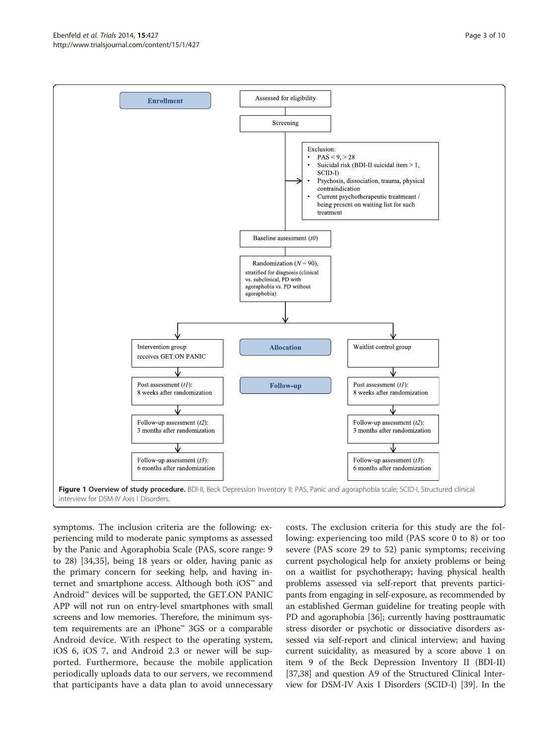**Figure 1 Overview of study procedure.** BDI-II, Beck Depression Inventory II; PAS, Panic and agoraphobia scale; SCID-I, Structured clinical interview for DSM-IV Axis I Disorders.

symptoms. The inclusion criteria are the following: experiencing mild to moderate panic symptoms as assessed by the Panic and Agoraphobia Scale (PAS, score range: 9 to 28) [34,35], being 18 years or older, having panic as the primary concern for seeking help, and having internet and smartphone access. Although both iOS™ and Android™ devices will be supported, the GET.ON PANIC APP will not run on entry-level smartphones with small screens and low memories. Therefore, the minimum system requirements are an iPhone™ 3GS or a comparable Android device. With respect to the operating system, iOS 6, iOS 7, and Android 2.3 or newer will be supported. Furthermore, because the mobile application periodically uploads data to our servers, we recommend that participants have a data plan to avoid unnecessary costs. The exclusion criteria for this study are the following: experiencing too mild (PAS score 0 to 8) or too severe (PAS score 29 to 52) panic symptoms; receiving current psychological help for anxiety problems or being on a waitlist for psychotherapy; having physical health problems assessed via self-report that prevents participants from engaging in self-exposure, as recommended by an established German guideline for treating people with PD and agoraphobia [36]; currently having posttraumatic stress disorder or psychotic or dissociative disorders assessed via self-report and clinical interview; and having current suicidality, as measured by a score above 1 on item 9 of the Beck Depression Inventory II (BDI-II) [37,38] and question A9 of the Structured Clinical Interview for DSM-IV Axis I Disorders (SCID-I) [39]. In the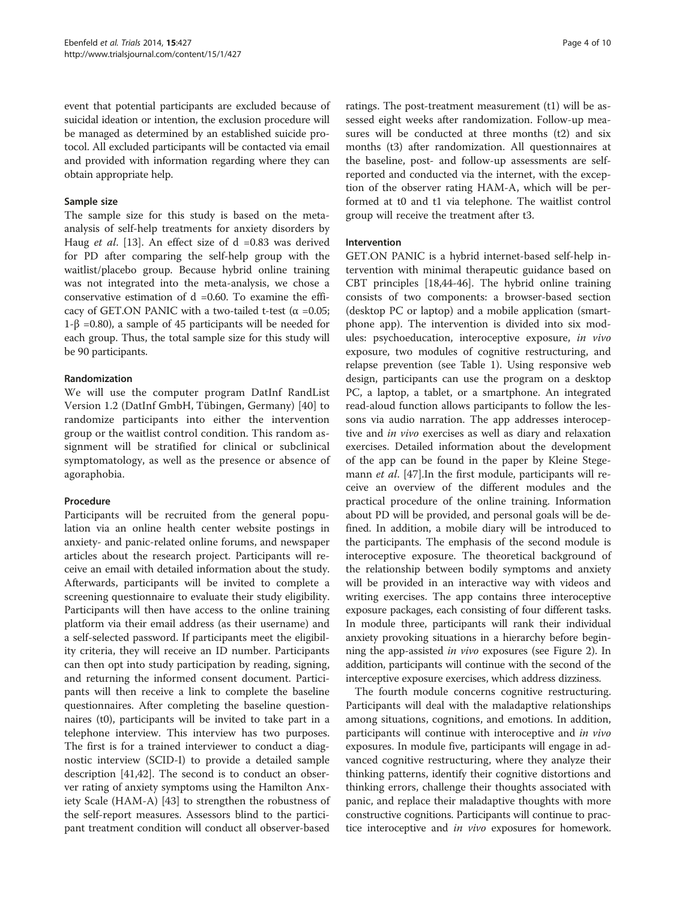event that potential participants are excluded because of suicidal ideation or intention, the exclusion procedure will be managed as determined by an established suicide protocol. All excluded participants will be contacted via email and provided with information regarding where they can obtain appropriate help.

### Sample size

The sample size for this study is based on the meta-analysis of self-help treatments for anxiety disorders by Haug *et al*. [13]. An effect size of d =0.83 was derived for PD after comparing the self-help group with the waitlist/placebo group. Because hybrid online training was not integrated into the meta-analysis, we chose a conservative estimation of d =0.60. To examine the efficacy of GET.ON PANIC with a two-tailed t-test ($\alpha$ =0.05; 1-$\beta$ =0.80), a sample of 45 participants will be needed for each group. Thus, the total sample size for this study will be 90 participants.

### Randomization

We will use the computer program DatInf RandList Version 1.2 (DatInf GmbH, Tübingen, Germany) [40] to randomize participants into either the intervention group or the waitlist control condition. This random assignment will be stratified for clinical or subclinical symptomatology, as well as the presence or absence of agoraphobia.

### Procedure

Participants will be recruited from the general population via an online health center website postings in anxiety- and panic-related online forums, and newspaper articles about the research project. Participants will receive an email with detailed information about the study. Afterwards, participants will be invited to complete a screening questionnaire to evaluate their study eligibility. Participants will then have access to the online training platform via their email address (as their username) and a self-selected password. If participants meet the eligibility criteria, they will receive an ID number. Participants can then opt into study participation by reading, signing, and returning the informed consent document. Participants will then receive a link to complete the baseline questionnaires. After completing the baseline questionnaires (t0), participants will be invited to take part in a telephone interview. This interview has two purposes. The first is for a trained interviewer to conduct a diagnostic interview (SCID-I) to provide a detailed sample description [41,42]. The second is to conduct an observer rating of anxiety symptoms using the Hamilton Anxiety Scale (HAM-A) [43] to strengthen the robustness of the self-report measures. Assessors blind to the participant treatment condition will conduct all observer-based ratings. The post-treatment measurement (t1) will be assessed eight weeks after randomization. Follow-up measures will be conducted at three months (t2) and six months (t3) after randomization. All questionnaires at the baseline, post- and follow-up assessments are self-reported and conducted via the internet, with the exception of the observer rating HAM-A, which will be performed at t0 and t1 via telephone. The waitlist control group will receive the treatment after t3.

### Intervention

GET.ON PANIC is a hybrid internet-based self-help intervention with minimal therapeutic guidance based on CBT principles [18,44-46]. The hybrid online training consists of two components: a browser-based section (desktop PC or laptop) and a mobile application (smartphone app). The intervention is divided into six modules: psychoeducation, interoceptive exposure, *in vivo* exposure, two modules of cognitive restructuring, and relapse prevention (see Table 1). Using responsive web design, participants can use the program on a desktop PC, a laptop, a tablet, or a smartphone. An integrated read-aloud function allows participants to follow the lessons via audio narration. The app addresses interoceptive and *in vivo* exercises as well as diary and relaxation exercises. Detailed information about the development of the app can be found in the paper by Kleine Stegemann *et al*. [47].In the first module, participants will receive an overview of the different modules and the practical procedure of the online training. Information about PD will be provided, and personal goals will be defined. In addition, a mobile diary will be introduced to the participants. The emphasis of the second module is interoceptive exposure. The theoretical background of the relationship between bodily symptoms and anxiety will be provided in an interactive way with videos and writing exercises. The app contains three interoceptive exposure packages, each consisting of four different tasks. In module three, participants will rank their individual anxiety provoking situations in a hierarchy before beginning the app-assisted *in vivo* exposures (see Figure 2). In addition, participants will continue with the second of the interceptive exposure exercises, which address dizziness.

The fourth module concerns cognitive restructuring. Participants will deal with the maladaptive relationships among situations, cognitions, and emotions. In addition, participants will continue with interoceptive and *in vivo* exposures. In module five, participants will engage in advanced cognitive restructuring, where they analyze their thinking patterns, identify their cognitive distortions and thinking errors, challenge their thoughts associated with panic, and replace their maladaptive thoughts with more constructive cognitions. Participants will continue to practice interoceptive and *in vivo* exposures for homework.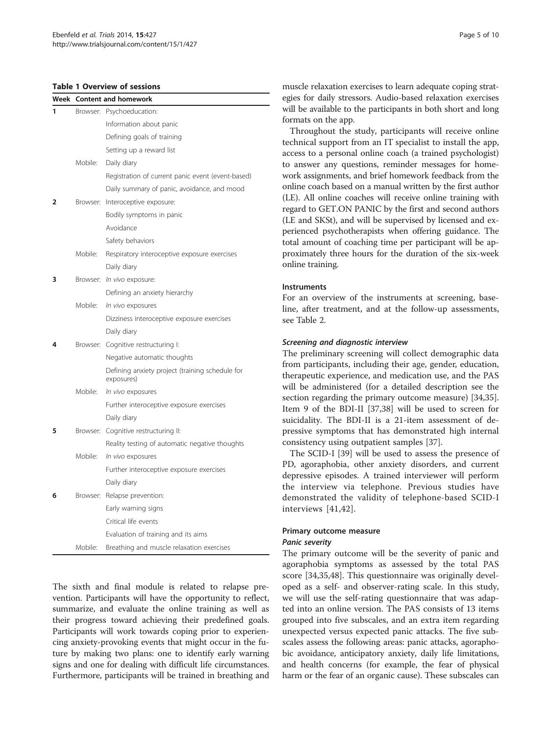**Table 1 Overview of sessions**

| Week | Content and homework | |
|---|---|---|
| 1 | Browser: | Psychoeducation: |
| | | Information about panic |
| | | Defining goals of training |
| | | Setting up a reward list |
| | Mobile: | Daily diary |
| | | Registration of current panic event (event-based) |
| | | Daily summary of panic, avoidance, and mood |
| 2 | Browser: | Interoceptive exposure: |
| | | Bodily symptoms in panic |
| | | Avoidance |
| | | Safety behaviors |
| | Mobile: | Respiratory interoceptive exposure exercises |
| | | Daily diary |
| 3 | Browser: | *In vivo* exposure: |
| | | Defining an anxiety hierarchy |
| | Mobile: | *In vivo* exposures |
| | | Dizziness interoceptive exposure exercises |
| | | Daily diary |
| 4 | Browser: | Cognitive restructuring I: |
| | | Negative automatic thoughts |
| | | Defining anxiety project (training schedule for exposures) |
| | Mobile: | *In vivo* exposures |
| | | Further interoceptive exposure exercises |
| | | Daily diary |
| 5 | Browser: | Cognitive restructuring II: |
| | | Reality testing of automatic negative thoughts |
| | Mobile: | *In vivo* exposures |
| | | Further interoceptive exposure exercises |
| | | Daily diary |
| 6 | Browser: | Relapse prevention: |
| | | Early warning signs |
| | | Critical life events |
| | | Evaluation of training and its aims |
| | Mobile: | Breathing and muscle relaxation exercises |

The sixth and final module is related to relapse prevention. Participants will have the opportunity to reflect, summarize, and evaluate the online training as well as their progress toward achieving their predefined goals. Participants will work towards coping prior to experiencing anxiety-provoking events that might occur in the future by making two plans: one to identify early warning signs and one for dealing with difficult life circumstances. Furthermore, participants will be trained in breathing and muscle relaxation exercises to learn adequate coping strategies for daily stressors. Audio-based relaxation exercises will be available to the participants in both short and long formats on the app.

Throughout the study, participants will receive online technical support from an IT specialist to install the app, access to a personal online coach (a trained psychologist) to answer any questions, reminder messages for homework assignments, and brief homework feedback from the online coach based on a manual written by the first author (LE). All online coaches will receive online training with regard to GET.ON PANIC by the first and second authors (LE and SKSt), and will be supervised by licensed and experienced psychotherapists when offering guidance. The total amount of coaching time per participant will be approximately three hours for the duration of the six-week online training.

### Instruments

For an overview of the instruments at screening, baseline, after treatment, and at the follow-up assessments, see Table 2.

#### *Screening and diagnostic interview*

The preliminary screening will collect demographic data from participants, including their age, gender, education, therapeutic experience, and medication use, and the PAS will be administered (for a detailed description see the section regarding the primary outcome measure) [34,35]. Item 9 of the BDI-II [37,38] will be used to screen for suicidality. The BDI-II is a 21-item assessment of depressive symptoms that has demonstrated high internal consistency using outpatient samples [37].

The SCID-I [39] will be used to assess the presence of PD, agoraphobia, other anxiety disorders, and current depressive episodes. A trained interviewer will perform the interview via telephone. Previous studies have demonstrated the validity of telephone-based SCID-I interviews [41,42].

### Primary outcome measure

#### *Panic severity*

The primary outcome will be the severity of panic and agoraphobia symptoms as assessed by the total PAS score [34,35,48]. This questionnaire was originally developed as a self- and observer-rating scale. In this study, we will use the self-rating questionnaire that was adapted into an online version. The PAS consists of 13 items grouped into five subscales, and an extra item regarding unexpected versus expected panic attacks. The five subscales assess the following areas: panic attacks, agoraphobic avoidance, anticipatory anxiety, daily life limitations, and health concerns (for example, the fear of physical harm or the fear of an organic cause). These subscales can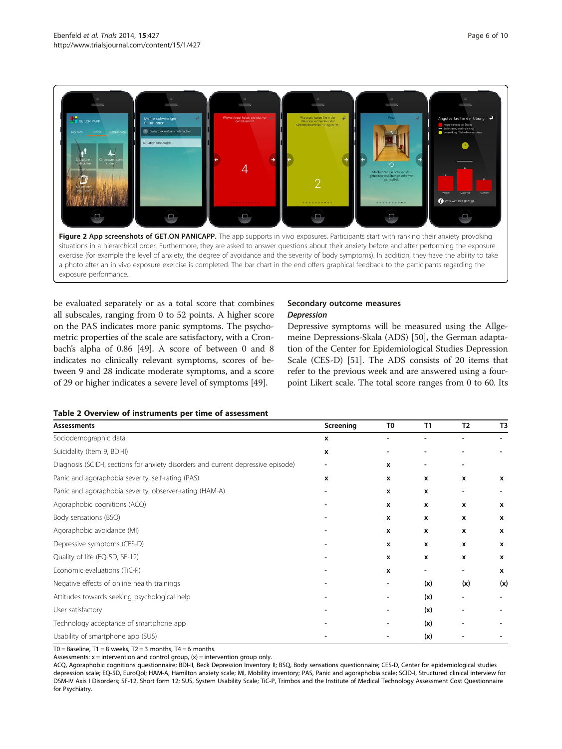**Figure 2 App screenshots of GET.ON PANICAPP.** The app supports in vivo exposures. Participants start with ranking their anxiety provoking situations in a hierarchical order. Furthermore, they are asked to answer questions about their anxiety before and after performing the exposure exercise (for example the level of anxiety, the degree of avoidance and the severity of body symptoms). In addition, they have the ability to take a photo after an in vivo exposure exercise is completed. The bar chart in the end offers graphical feedback to the participants regarding the exposure performance.

be evaluated separately or as a total score that combines all subscales, ranging from 0 to 52 points. A higher score on the PAS indicates more panic symptoms. The psychometric properties of the scale are satisfactory, with a Cronbach's alpha of 0.86 [49]. A score of between 0 and 8 indicates no clinically relevant symptoms, scores of between 9 and 28 indicate moderate symptoms, and a score of 29 or higher indicates a severe level of symptoms [49].

### Secondary outcome measures

#### *Depression*

Depressive symptoms will be measured using the Allgemeine Depressions-Skala (ADS) [50], the German adaptation of the Center for Epidemiological Studies Depression Scale (CES-D) [51]. The ADS consists of 20 items that refer to the previous week and are answered using a four-point Likert scale. The total score ranges from 0 to 60. Its

**Table 2 Overview of instruments per time of assessment**

| Assessments | Screening | T0 | T1 | T2 | T3 |
|---|---|---|---|---|---|
| Sociodemographic data | x | - | - | - | - |
| Suicidality (Item 9, BDI-II) | x | - | - | - | - |
| Diagnosis (SCID-I, sections for anxiety disorders and current depressive episode) | - | x | - | - | |
| Panic and agoraphobia severity, self-rating (PAS) | x | x | x | x | x |
| Panic and agoraphobia severity, observer-rating (HAM-A) | - | x | x | - | - |
| Agoraphobic cognitions (ACQ) | - | x | x | x | x |
| Body sensations (BSQ) | - | x | x | x | x |
| Agoraphobic avoidance (MI) | - | x | x | x | x |
| Depressive symptoms (CES-D) | - | x | x | x | x |
| Quality of life (EQ-5D, SF-12) | - | x | x | x | x |
| Economic evaluations (TiC-P) | - | x | - | - | x |
| Negative effects of online health trainings | - | - | (x) | (x) | (x) |
| Attitudes towards seeking psychological help | - | - | (x) | - | - |
| User satisfactory | - | - | (x) | - | - |
| Technology acceptance of smartphone app | - | - | (x) | - | - |
| Usability of smartphone app (SUS) | - | - | (x) | - | - |

T0 = Baseline, T1 = 8 weeks, T2 = 3 months, T4 = 6 months.
Assessments: x = intervention and control group, (x) = intervention group only.
ACQ, Agoraphobic cognitions questionnaire; BDI-II, Beck Depression Inventory II; BSQ, Body sensations questionnaire; CES-D, Center for epidemiological studies depression scale; EQ-5D, EuroQol; HAM-A, Hamilton anxiety scale; MI, Mobility inventory; PAS, Panic and agoraphobia scale; SCID-I, Structured clinical interview for DSM-IV Axis I Disorders; SF-12, Short form 12; SUS, System Usability Scale; TiC-P, Trimbos and the Institute of Medical Technology Assessment Cost Questionnaire for Psychiatry.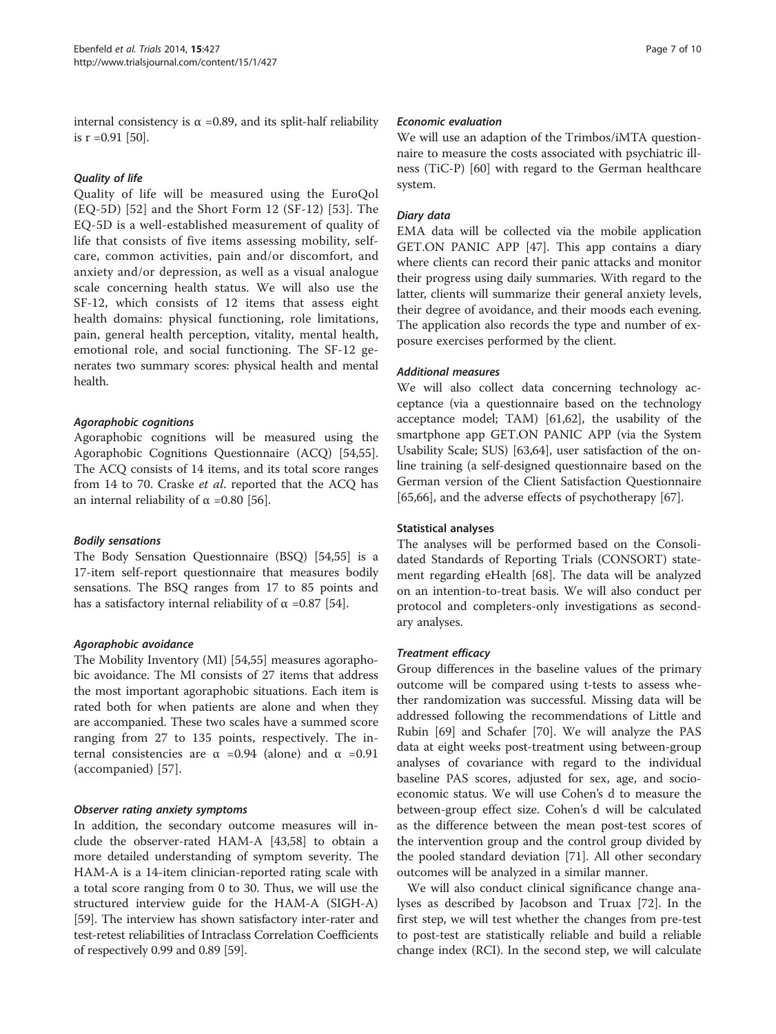internal consistency is $\alpha$ =0.89, and its split-half reliability is r =0.91 [50].

#### *Quality of life*

Quality of life will be measured using the EuroQol (EQ-5D) [52] and the Short Form 12 (SF-12) [53]. The EQ-5D is a well-established measurement of quality of life that consists of five items assessing mobility, self-care, common activities, pain and/or discomfort, and anxiety and/or depression, as well as a visual analogue scale concerning health status. We will also use the SF-12, which consists of 12 items that assess eight health domains: physical functioning, role limitations, pain, general health perception, vitality, mental health, emotional role, and social functioning. The SF-12 generates two summary scores: physical health and mental health.

#### *Agoraphobic cognitions*

Agoraphobic cognitions will be measured using the Agoraphobic Cognitions Questionnaire (ACQ) [54,55]. The ACQ consists of 14 items, and its total score ranges from 14 to 70. Craske *et al*. reported that the ACQ has an internal reliability of $\alpha$ =0.80 [56].

#### *Bodily sensations*

The Body Sensation Questionnaire (BSQ) [54,55] is a 17-item self-report questionnaire that measures bodily sensations. The BSQ ranges from 17 to 85 points and has a satisfactory internal reliability of $\alpha$ =0.87 [54].

#### *Agoraphobic avoidance*

The Mobility Inventory (MI) [54,55] measures agoraphobic avoidance. The MI consists of 27 items that address the most important agoraphobic situations. Each item is rated both for when patients are alone and when they are accompanied. These two scales have a summed score ranging from 27 to 135 points, respectively. The internal consistencies are $\alpha$ =0.94 (alone) and $\alpha$ =0.91 (accompanied) [57].

#### *Observer rating anxiety symptoms*

In addition, the secondary outcome measures will include the observer-rated HAM-A [43,58] to obtain a more detailed understanding of symptom severity. The HAM-A is a 14-item clinician-reported rating scale with a total score ranging from 0 to 30. Thus, we will use the structured interview guide for the HAM-A (SIGH-A) [59]. The interview has shown satisfactory inter-rater and test-retest reliabilities of Intraclass Correlation Coefficients of respectively 0.99 and 0.89 [59].

#### *Economic evaluation*

We will use an adaption of the Trimbos/iMTA questionnaire to measure the costs associated with psychiatric illness (TiC-P) [60] with regard to the German healthcare system.

#### *Diary data*

EMA data will be collected via the mobile application GET.ON PANIC APP [47]. This app contains a diary where clients can record their panic attacks and monitor their progress using daily summaries. With regard to the latter, clients will summarize their general anxiety levels, their degree of avoidance, and their moods each evening. The application also records the type and number of exposure exercises performed by the client.

#### *Additional measures*

We will also collect data concerning technology acceptance (via a questionnaire based on the technology acceptance model; TAM) [61,62], the usability of the smartphone app GET.ON PANIC APP (via the System Usability Scale; SUS) [63,64], user satisfaction of the online training (a self-designed questionnaire based on the German version of the Client Satisfaction Questionnaire [65,66], and the adverse effects of psychotherapy [67].

### Statistical analyses

The analyses will be performed based on the Consolidated Standards of Reporting Trials (CONSORT) statement regarding eHealth [68]. The data will be analyzed on an intention-to-treat basis. We will also conduct per protocol and completers-only investigations as secondary analyses.

#### *Treatment efficacy*

Group differences in the baseline values of the primary outcome will be compared using t-tests to assess whether randomization was successful. Missing data will be addressed following the recommendations of Little and Rubin [69] and Schafer [70]. We will analyze the PAS data at eight weeks post-treatment using between-group analyses of covariance with regard to the individual baseline PAS scores, adjusted for sex, age, and socioeconomic status. We will use Cohen's d to measure the between-group effect size. Cohen's d will be calculated as the difference between the mean post-test scores of the intervention group and the control group divided by the pooled standard deviation [71]. All other secondary outcomes will be analyzed in a similar manner.

We will also conduct clinical significance change analyses as described by Jacobson and Truax [72]. In the first step, we will test whether the changes from pre-test to post-test are statistically reliable and build a reliable change index (RCI). In the second step, we will calculate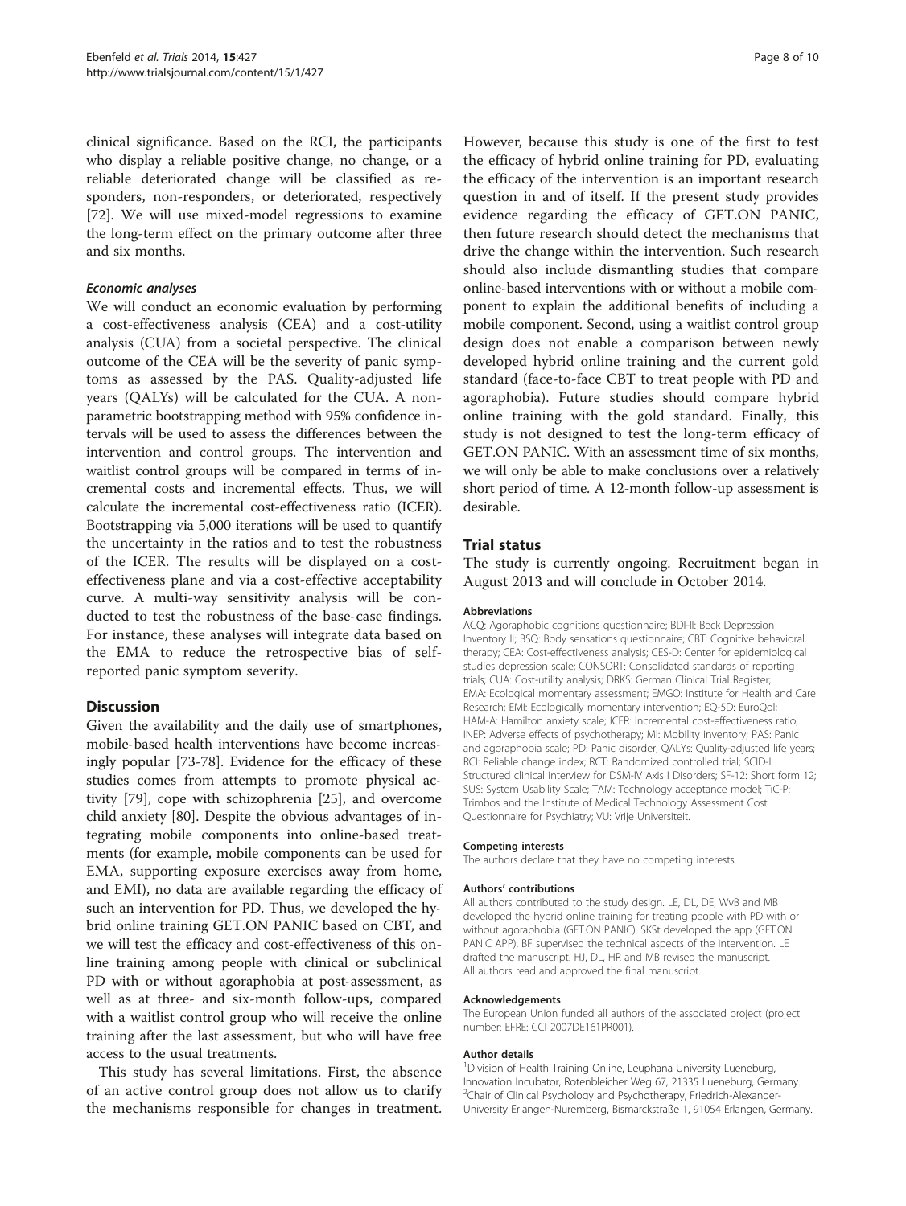clinical significance. Based on the RCI, the participants who display a reliable positive change, no change, or a reliable deteriorated change will be classified as responders, non-responders, or deteriorated, respectively [72]. We will use mixed-model regressions to examine the long-term effect on the primary outcome after three and six months.

#### *Economic analyses*

We will conduct an economic evaluation by performing a cost-effectiveness analysis (CEA) and a cost-utility analysis (CUA) from a societal perspective. The clinical outcome of the CEA will be the severity of panic symptoms as assessed by the PAS. Quality-adjusted life years (QALYs) will be calculated for the CUA. A non-parametric bootstrapping method with 95% confidence intervals will be used to assess the differences between the intervention and control groups. The intervention and waitlist control groups will be compared in terms of incremental costs and incremental effects. Thus, we will calculate the incremental cost-effectiveness ratio (ICER). Bootstrapping via 5,000 iterations will be used to quantify the uncertainty in the ratios and to test the robustness of the ICER. The results will be displayed on a cost-effectiveness plane and via a cost-effective acceptability curve. A multi-way sensitivity analysis will be conducted to test the robustness of the base-case findings. For instance, these analyses will integrate data based on the EMA to reduce the retrospective bias of self-reported panic symptom severity.

## Discussion

Given the availability and the daily use of smartphones, mobile-based health interventions have become increasingly popular [73-78]. Evidence for the efficacy of these studies comes from attempts to promote physical activity [79], cope with schizophrenia [25], and overcome child anxiety [80]. Despite the obvious advantages of integrating mobile components into online-based treatments (for example, mobile components can be used for EMA, supporting exposure exercises away from home, and EMI), no data are available regarding the efficacy of such an intervention for PD. Thus, we developed the hybrid online training GET.ON PANIC based on CBT, and we will test the efficacy and cost-effectiveness of this online training among people with clinical or subclinical PD with or without agoraphobia at post-assessment, as well as at three- and six-month follow-ups, compared with a waitlist control group who will receive the online training after the last assessment, but who will have free access to the usual treatments.

This study has several limitations. First, the absence of an active control group does not allow us to clarify the mechanisms responsible for changes in treatment. However, because this study is one of the first to test the efficacy of hybrid online training for PD, evaluating the efficacy of the intervention is an important research question in and of itself. If the present study provides evidence regarding the efficacy of GET.ON PANIC, then future research should detect the mechanisms that drive the change within the intervention. Such research should also include dismantling studies that compare online-based interventions with or without a mobile component to explain the additional benefits of including a mobile component. Second, using a waitlist control group design does not enable a comparison between newly developed hybrid online training and the current gold standard (face-to-face CBT to treat people with PD and agoraphobia). Future studies should compare hybrid online training with the gold standard. Finally, this study is not designed to test the long-term efficacy of GET.ON PANIC. With an assessment time of six months, we will only be able to make conclusions over a relatively short period of time. A 12-month follow-up assessment is desirable.

## Trial status

The study is currently ongoing. Recruitment began in August 2013 and will conclude in October 2014.

#### Abbreviations

ACQ: Agoraphobic cognitions questionnaire; BDI-II: Beck Depression Inventory II; BSQ: Body sensations questionnaire; CBT: Cognitive behavioral therapy; CEA: Cost-effectiveness analysis; CES-D: Center for epidemiological studies depression scale; CONSORT: Consolidated standards of reporting trials; CUA: Cost-utility analysis; DRKS: German Clinical Trial Register; EMA: Ecological momentary assessment; EMGO: Institute for Health and Care Research; EMI: Ecologically momentary intervention; EQ-5D: EuroQol; HAM-A: Hamilton anxiety scale; ICER: Incremental cost-effectiveness ratio; INEP: Adverse effects of psychotherapy; MI: Mobility inventory; PAS: Panic and agoraphobia scale; PD: Panic disorder; QALYs: Quality-adjusted life years; RCI: Reliable change index; RCT: Randomized controlled trial; SCID-I: Structured clinical interview for DSM-IV Axis I Disorders; SF-12: Short form 12; SUS: System Usability Scale; TAM: Technology acceptance model; TiC-P: Trimbos and the Institute of Medical Technology Assessment Cost Questionnaire for Psychiatry; VU: Vrije Universiteit.

#### Competing interests

The authors declare that they have no competing interests.

#### Authors' contributions

All authors contributed to the study design. LE, DL, DE, WvB and MB developed the hybrid online training for treating people with PD with or without agoraphobia (GET.ON PANIC). SKSt developed the app (GET.ON PANIC APP). BF supervised the technical aspects of the intervention. LE drafted the manuscript. HJ, DL, HR and MB revised the manuscript. All authors read and approved the final manuscript.

#### Acknowledgements

The European Union funded all authors of the associated project (project number: EFRE: CCI 2007DE161PR001).

#### Author details

[1]Division of Health Training Online, Leuphana University Lueneburg, Innovation Incubator, Rotenbleicher Weg 67, 21335 Lueneburg, Germany. [2]Chair of Clinical Psychology and Psychotherapy, Friedrich-Alexander-University Erlangen-Nuremberg, Bismarckstraße 1, 91054 Erlangen, Germany.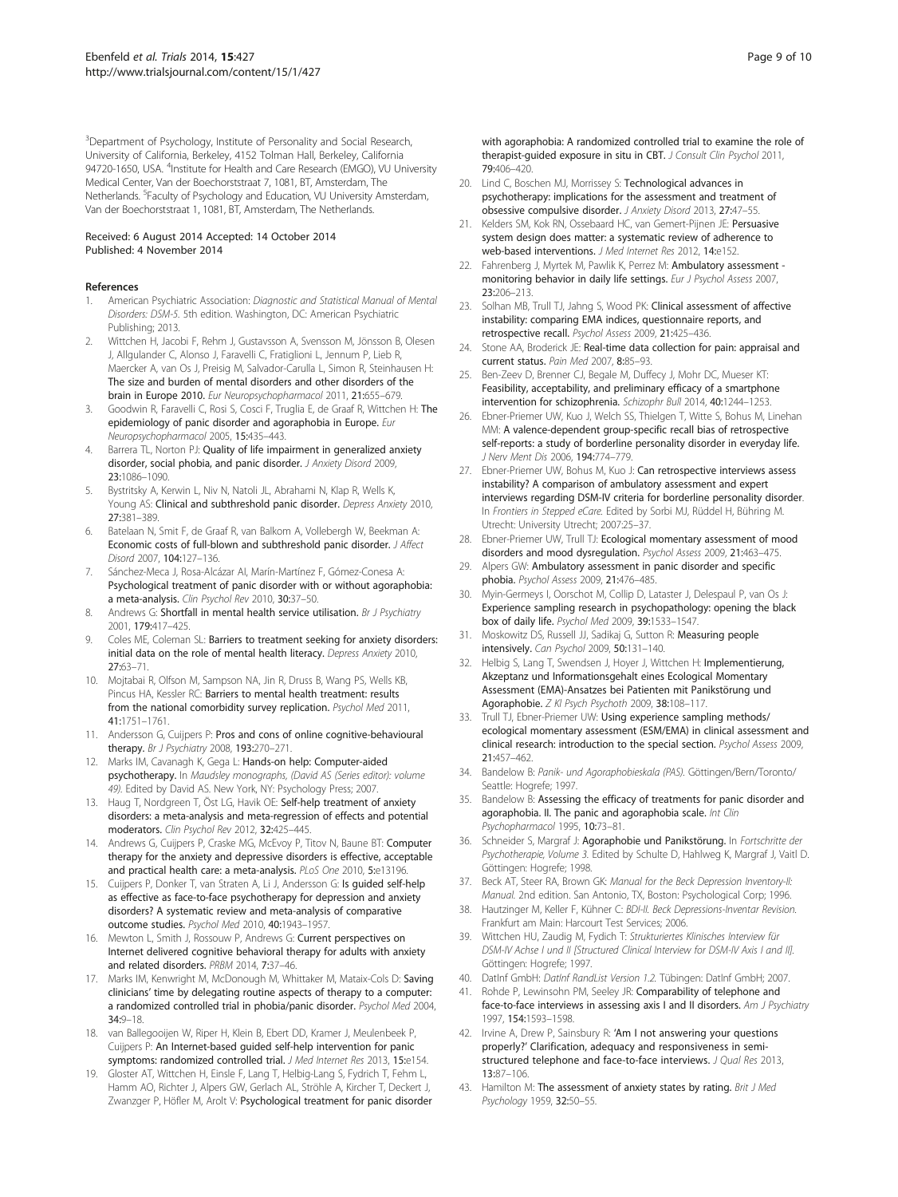[3]Department of Psychology, Institute of Personality and Social Research, University of California, Berkeley, 4152 Tolman Hall, Berkeley, California 94720-1650, USA. [4]Institute for Health and Care Research (EMGO), VU University Medical Center, Van der Boechorststraat 7, 1081, BT, Amsterdam, The Netherlands. [5]Faculty of Psychology and Education, VU University Amsterdam, Van der Boechorststraat 1, 1081, BT, Amsterdam, The Netherlands.

Received: 6 August 2014 Accepted: 14 October 2014
Published: 4 November 2014

## References

1. American Psychiatric Association: *Diagnostic and Statistical Manual of Mental Disorders: DSM-5*. 5th edition. Washington, DC: American Psychiatric Publishing; 2013.
2. Wittchen H, Jacobi F, Rehm J, Gustavsson A, Svensson M, Jönsson B, Olesen J, Allgulander C, Alonso J, Faravelli C, Fratiglioni L, Jennum P, Lieb R, Maercker A, van Os J, Preisig M, Salvador-Carulla L, Simon R, Steinhausen H: **The size and burden of mental disorders and other disorders of the brain in Europe 2010.** *Eur Neuropsychopharmacol* 2011, **21:**655–679.
3. Goodwin R, Faravelli C, Rosi S, Cosci F, Truglia E, de Graaf R, Wittchen H: **The epidemiology of panic disorder and agoraphobia in Europe.** *Eur Neuropsychopharmacol* 2005, **15:**435–443.
4. Barrera TL, Norton PJ: **Quality of life impairment in generalized anxiety disorder, social phobia, and panic disorder.** *J Anxiety Disord* 2009, **23:**1086–1090.
5. Bystritsky A, Kerwin L, Niv N, Natoli JL, Abrahami N, Klap R, Wells K, Young AS: **Clinical and subthreshold panic disorder.** *Depress Anxiety* 2010, **27:**381–389.
6. Batelaan N, Smit F, de Graaf R, van Balkom A, Vollebergh W, Beekman A: **Economic costs of full-blown and subthreshold panic disorder.** *J Affect Disord* 2007, **104:**127–136.
7. Sánchez-Meca J, Rosa-Alcázar AI, Marín-Martínez F, Gómez-Conesa A: **Psychological treatment of panic disorder with or without agoraphobia: a meta-analysis.** *Clin Psychol Rev* 2010, **30:**37–50.
8. Andrews G: **Shortfall in mental health service utilisation.** *Br J Psychiatry* 2001, **179:**417–425.
9. Coles ME, Coleman SL: **Barriers to treatment seeking for anxiety disorders: initial data on the role of mental health literacy.** *Depress Anxiety* 2010, **27:**63–71.
10. Mojtabai R, Olfson M, Sampson NA, Jin R, Druss B, Wang PS, Wells KB, Pincus HA, Kessler RC: **Barriers to mental health treatment: results from the national comorbidity survey replication.** *Psychol Med* 2011, **41:**1751–1761.
11. Andersson G, Cuijpers P: **Pros and cons of online cognitive-behavioural therapy.** *Br J Psychiatry* 2008, **193:**270–271.
12. Marks IM, Cavanagh K, Gega L: **Hands-on help: Computer-aided psychotherapy.** In *Maudsley monographs, (David AS (Series editor): volume 49)*. Edited by David AS. New York, NY: Psychology Press; 2007.
13. Haug T, Nordgreen T, Öst LG, Havik OE: **Self-help treatment of anxiety disorders: a meta-analysis and meta-regression of effects and potential moderators.** *Clin Psychol Rev* 2012, **32:**425–445.
14. Andrews G, Cuijpers P, Craske MG, McEvoy P, Titov N, Baune BT: **Computer therapy for the anxiety and depressive disorders is effective, acceptable and practical health care: a meta-analysis.** *PLoS One* 2010, **5:**e13196.
15. Cuijpers P, Donker T, van Straten A, Li J, Andersson G: **Is guided self-help as effective as face-to-face psychotherapy for depression and anxiety disorders? A systematic review and meta-analysis of comparative outcome studies.** *Psychol Med* 2010, **40:**1943–1957.
16. Mewton L, Smith J, Rossouw P, Andrews G: **Current perspectives on Internet delivered cognitive behavioral therapy for adults with anxiety and related disorders.** *PRBM* 2014, **7:**37–46.
17. Marks IM, Kenwright M, McDonough M, Whittaker M, Mataix-Cols D: **Saving clinicians' time by delegating routine aspects of therapy to a computer: a randomized controlled trial in phobia/panic disorder.** *Psychol Med* 2004, **34:**9–18.
18. van Ballegooijen W, Riper H, Klein B, Ebert DD, Kramer J, Meulenbeek P, Cuijpers P: **An Internet-based guided self-help intervention for panic symptoms: randomized controlled trial.** *J Med Internet Res* 2013, **15:**e154.
19. Gloster AT, Wittchen H, Einsle F, Lang T, Helbig-Lang S, Fydrich T, Fehm L, Hamm AO, Richter J, Alpers GW, Gerlach AL, Ströhle A, Kircher T, Deckert J, Zwanzger P, Höfler M, Arolt V: **Psychological treatment for panic disorder with agoraphobia: A randomized controlled trial to examine the role of therapist-guided exposure in situ in CBT.** *J Consult Clin Psychol* 2011, **79:**406–420.
20. Lind C, Boschen MJ, Morrissey S: **Technological advances in psychotherapy: implications for the assessment and treatment of obsessive compulsive disorder.** *J Anxiety Disord* 2013, **27:**47–55.
21. Kelders SM, Kok RN, Ossebaard HC, van Gemert-Pijnen JE: **Persuasive system design does matter: a systematic review of adherence to web-based interventions.** *J Med Internet Res* 2012, **14:**e152.
22. Fahrenberg J, Myrtek M, Pawlik K, Perrez M: **Ambulatory assessment - monitoring behavior in daily life settings.** *Eur J Psychol Assess* 2007, **23:**206–213.
23. Solhan MB, Trull TJ, Jahng S, Wood PK: **Clinical assessment of affective instability: comparing EMA indices, questionnaire reports, and retrospective recall.** *Psychol Assess* 2009, **21:**425–436.
24. Stone AA, Broderick JE: **Real-time data collection for pain: appraisal and current status.** *Pain Med* 2007, **8:**85–93.
25. Ben-Zeev D, Brenner CJ, Begale M, Duffecy J, Mohr DC, Mueser KT: **Feasibility, acceptability, and preliminary efficacy of a smartphone intervention for schizophrenia.** *Schizophr Bull* 2014, **40:**1244–1253.
26. Ebner-Priemer UW, Kuo J, Welch SS, Thielgen T, Witte S, Bohus M, Linehan MM: **A valence-dependent group-specific recall bias of retrospective self-reports: a study of borderline personality disorder in everyday life.** *J Nerv Ment Dis* 2006, **194:**774–779.
27. Ebner-Priemer UW, Bohus M, Kuo J: **Can retrospective interviews assess instability? A comparison of ambulatory assessment and expert interviews regarding DSM-IV criteria for borderline personality disorder.** In *Frontiers in Stepped eCare*. Edited by Sorbi MJ, Rüddel H, Bühring M. Utrecht: University Utrecht; 2007:25–37.
28. Ebner-Priemer UW, Trull TJ: **Ecological momentary assessment of mood disorders and mood dysregulation.** *Psychol Assess* 2009, **21:**463–475.
29. Alpers GW: **Ambulatory assessment in panic disorder and specific phobia.** *Psychol Assess* 2009, **21:**476–485.
30. Myin-Germeys I, Oorschot M, Collip D, Lataster J, Delespaul P, van Os J: **Experience sampling research in psychopathology: opening the black box of daily life.** *Psychol Med* 2009, **39:**1533–1547.
31. Moskowitz DS, Russell JJ, Sadikaj G, Sutton R: **Measuring people intensively.** *Can Psychol* 2009, **50:**131–140.
32. Helbig S, Lang T, Swendsen J, Hoyer J, Wittchen H: **Implementierung, Akzeptanz und Informationsgehalt eines Ecological Momentary Assessment (EMA)-Ansatzes bei Patienten mit Panikstörung und Agoraphobie.** *Z Kl Psych Psychoth* 2009, **38:**108–117.
33. Trull TJ, Ebner-Priemer UW: **Using experience sampling methods/ecological momentary assessment (ESM/EMA) in clinical assessment and clinical research: introduction to the special section.** *Psychol Assess* 2009, **21:**457–462.
34. Bandelow B: *Panik- und Agoraphobieskala (PAS)*. Göttingen/Bern/Toronto/Seattle: Hogrefe; 1997.
35. Bandelow B: **Assessing the efficacy of treatments for panic disorder and agoraphobia. II. The panic and agoraphobia scale.** *Int Clin Psychopharmacol* 1995, **10:**73–81.
36. Schneider S, Margraf J: **Agoraphobie und Panikstörung.** In *Fortschritte der Psychotherapie, Volume 3*. Edited by Schulte D, Hahlweg K, Margraf J, Vaitl D. Göttingen: Hogrefe; 1998.
37. Beck AT, Steer RA, Brown GK: *Manual for the Beck Depression Inventory-II: Manual*. 2nd edition. San Antonio, TX, Boston: Psychological Corp; 1996.
38. Hautzinger M, Keller F, Kühner C: *BDI-II. Beck Depressions-Inventar Revision*. Frankfurt am Main: Harcourt Test Services; 2006.
39. Wittchen HU, Zaudig M, Fydich T: *Strukturiertes Klinisches Interview für DSM-IV Achse I und II [Structured Clinical Interview for DSM-IV Axis I and II]*. Göttingen: Hogrefe; 1997.
40. DatInf GmbH: *DatInf RandList Version 1.2*. Tübingen: DatInf GmbH; 2007.
41. Rohde P, Lewinsohn PM, Seeley JR: **Comparability of telephone and face-to-face interviews in assessing axis I and II disorders.** *Am J Psychiatry* 1997, **154:**1593–1598.
42. Irvine A, Drew P, Sainsbury R: **'Am I not answering your questions properly?' Clarification, adequacy and responsiveness in semi-structured telephone and face-to-face interviews.** *J Qual Res* 2013, **13:**87–106.
43. Hamilton M: **The assessment of anxiety states by rating.** *Brit J Med Psychology* 1959, **32:**50–55.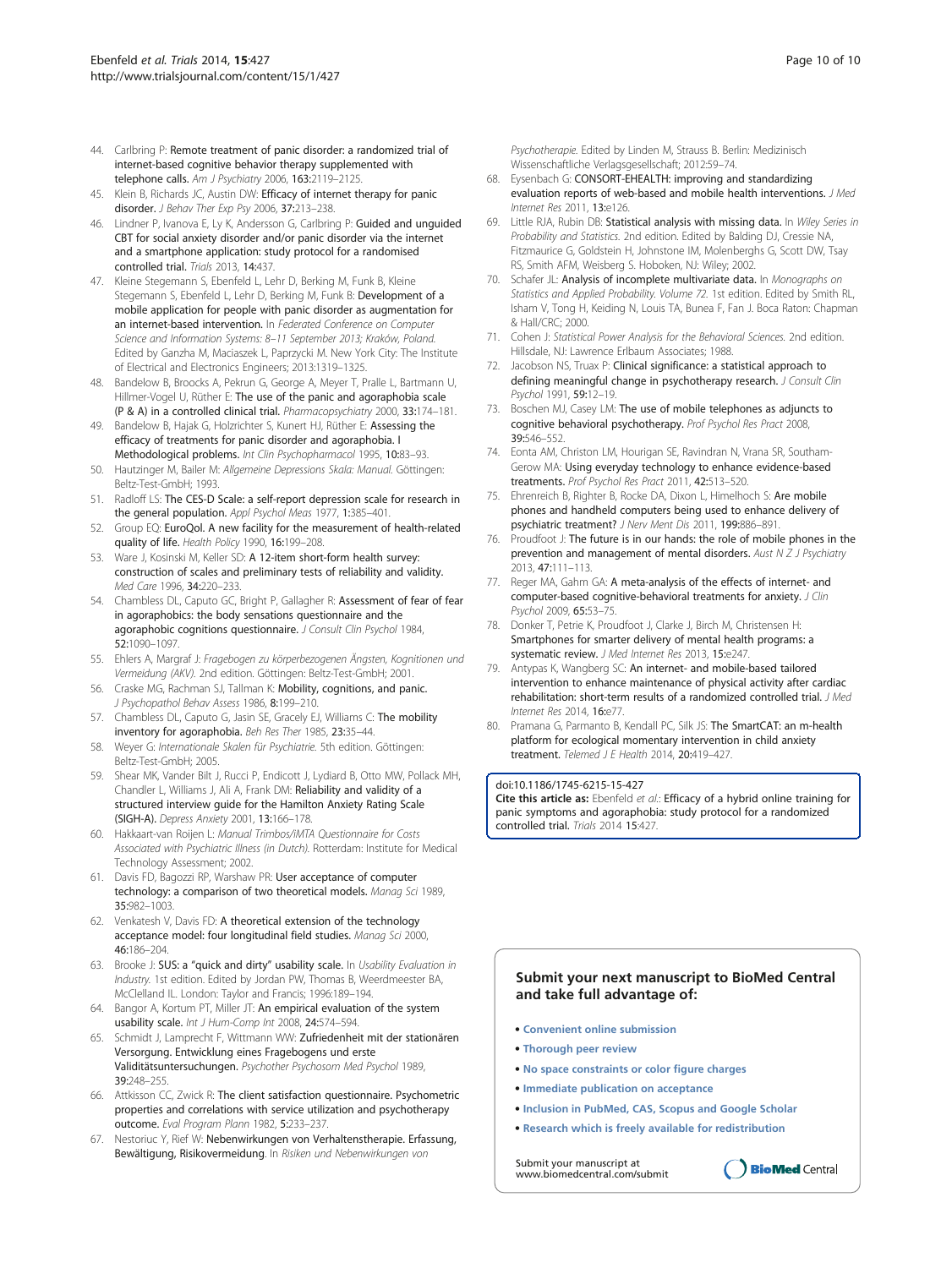44. Carlbring P: Remote treatment of panic disorder: a randomized trial of internet-based cognitive behavior therapy supplemented with telephone calls. *Am J Psychiatry* 2006, **163**:2119–2125.
45. Klein B, Richards JC, Austin DW: Efficacy of internet therapy for panic disorder. *J Behav Ther Exp Psy* 2006, **37**:213–238.
46. Lindner P, Ivanova E, Ly K, Andersson G, Carlbring P: Guided and unguided CBT for social anxiety disorder and/or panic disorder via the internet and a smartphone application: study protocol for a randomised controlled trial. *Trials* 2013, **14**:437.
47. Kleine Stegemann S, Ebenfeld L, Lehr D, Berking M, Funk B, Kleine Stegemann S, Ebenfeld L, Lehr D, Berking M, Funk B: Development of a mobile application for people with panic disorder as augmentation for an internet-based intervention. In *Federated Conference on Computer Science and Information Systems: 8–11 September 2013; Kraków, Poland.* Edited by Ganzha M, Maciaszek L, Paprzycki M. New York City: The Institute of Electrical and Electronics Engineers; 2013:1319–1325.
48. Bandelow B, Broocks A, Pekrun G, George A, Meyer T, Pralle L, Bartmann U, Hillmer-Vogel U, Rüther E: The use of the panic and agoraphobia scale (P & A) in a controlled clinical trial. *Pharmacopsychiatry* 2000, **33**:174–181.
49. Bandelow B, Hajak G, Holzrichter S, Kunert HJ, Rüther E: Assessing the efficacy of treatments for panic disorder and agoraphobia. I Methodological problems. *Int Clin Psychopharmacol* 1995, **10**:83–93.
50. Hautzinger M, Bailer M: *Allgemeine Depressions Skala: Manual.* Göttingen: Beltz-Test-GmbH; 1993.
51. Radloff LS: The CES-D Scale: a self-report depression scale for research in the general population. *Appl Psychol Meas* 1977, **1**:385–401.
52. Group EQ: EuroQol. A new facility for the measurement of health-related quality of life. *Health Policy* 1990, **16**:199–208.
53. Ware J, Kosinski M, Keller SD: A 12-item short-form health survey: construction of scales and preliminary tests of reliability and validity. *Med Care* 1996, **34**:220–233.
54. Chambless DL, Caputo GC, Bright P, Gallagher R: Assessment of fear of fear in agoraphobics: the body sensations questionnaire and the agoraphobic cognitions questionnaire. *J Consult Clin Psychol* 1984, **52**:1090–1097.
55. Ehlers A, Margraf J: *Fragebogen zu körperbezogenen Ängsten, Kognitionen und Vermeidung (AKV).* 2nd edition. Göttingen: Beltz-Test-GmbH; 2001.
56. Craske MG, Rachman SJ, Tallman K: Mobility, cognitions, and panic. *J Psychopathol Behav Assess* 1986, **8**:199–210.
57. Chambless DL, Caputo G, Jasin SE, Gracely EJ, Williams C: The mobility inventory for agoraphobia. *Beh Res Ther* 1985, **23**:35–44.
58. Weyer G: *Internationale Skalen für Psychiatrie.* 5th edition. Göttingen: Beltz-Test-GmbH; 2005.
59. Shear MK, Vander Bilt J, Rucci P, Endicott J, Lydiard B, Otto MW, Pollack MH, Chandler L, Williams J, Ali A, Frank DM: Reliability and validity of a structured interview guide for the Hamilton Anxiety Rating Scale (SIGH-A). *Depress Anxiety* 2001, **13**:166–178.
60. Hakkaart-van Roijen L: *Manual Trimbos/iMTA Questionnaire for Costs Associated with Psychiatric Illness (in Dutch).* Rotterdam: Institute for Medical Technology Assessment; 2002.
61. Davis FD, Bagozzi RP, Warshaw PR: User acceptance of computer technology: a comparison of two theoretical models. *Manag Sci* 1989, **35**:982–1003.
62. Venkatesh V, Davis FD: A theoretical extension of the technology acceptance model: four longitudinal field studies. *Manag Sci* 2000, **46**:186–204.
63. Brooke J: SUS: a "quick and dirty" usability scale. In *Usability Evaluation in Industry.* 1st edition. Edited by Jordan PW, Thomas B, Weerdmeester BA, McClelland IL. London: Taylor and Francis; 1996:189–194.
64. Bangor A, Kortum PT, Miller JT: An empirical evaluation of the system usability scale. *Int J Hum-Comp Int* 2008, **24**:574–594.
65. Schmidt J, Lamprecht F, Wittmann WW: Zufriedenheit mit der stationären Versorgung. Entwicklung eines Fragebogens und erste Validitätsuntersuchungen. *Psychother Psychosom Med Psychol* 1989, **39**:248–255.
66. Attkisson CC, Zwick R: The client satisfaction questionnaire. Psychometric properties and correlations with service utilization and psychotherapy outcome. *Eval Program Plann* 1982, **5**:233–237.
67. Nestoriuc Y, Rief W: Nebenwirkungen von Verhaltenstherapie. Erfassung, Bewältigung, Risikovermeidung. In *Risiken und Nebenwirkungen von Psychotherapie.* Edited by Linden M, Strauss B. Berlin: Medizinisch Wissenschaftliche Verlagsgesellschaft; 2012:59–74.
68. Eysenbach G: CONSORT-EHEALTH: improving and standardizing evaluation reports of web-based and mobile health interventions. *J Med Internet Res* 2011, **13**:e126.
69. Little RJA, Rubin DB: Statistical analysis with missing data. In *Wiley Series in Probability and Statistics.* 2nd edition. Edited by Balding DJ, Cressie NA, Fitzmaurice G, Goldstein H, Johnstone IM, Molenberghs G, Scott DW, Tsay RS, Smith AFM, Weisberg S. Hoboken, NJ: Wiley; 2002.
70. Schafer JL: Analysis of incomplete multivariate data. In *Monographs on Statistics and Applied Probability. Volume 72.* 1st edition. Edited by Smith RL, Isham V, Tong H, Keiding N, Louis TA, Bunea F, Fan J. Boca Raton: Chapman & Hall/CRC; 2000.
71. Cohen J: *Statistical Power Analysis for the Behavioral Sciences.* 2nd edition. Hillsdale, NJ: Lawrence Erlbaum Associates; 1988.
72. Jacobson NS, Truax P: Clinical significance: a statistical approach to defining meaningful change in psychotherapy research. *J Consult Clin Psychol* 1991, **59**:12–19.
73. Boschen MJ, Casey LM: The use of mobile telephones as adjuncts to cognitive behavioral psychotherapy. *Prof Psychol Res Pract* 2008, **39**:546–552.
74. Eonta AM, Christon LM, Hourigan SE, Ravindran N, Vrana SR, Southam-Gerow MA: Using everyday technology to enhance evidence-based treatments. *Prof Psychol Res Pract* 2011, **42**:513–520.
75. Ehrenreich B, Righter B, Rocke DA, Dixon L, Himelhoch S: Are mobile phones and handheld computers being used to enhance delivery of psychiatric treatment? *J Nerv Ment Dis* 2011, **199**:886–891.
76. Proudfoot J: The future is in our hands: the role of mobile phones in the prevention and management of mental disorders. *Aust N Z J Psychiatry* 2013, **47**:111–113.
77. Reger MA, Gahm GA: A meta-analysis of the effects of internet- and computer-based cognitive-behavioral treatments for anxiety. *J Clin Psychol* 2009, **65**:53–75.
78. Donker T, Petrie K, Proudfoot J, Clarke J, Birch M, Christensen H: Smartphones for smarter delivery of mental health programs: a systematic review. *J Med Internet Res* 2013, **15**:e247.
79. Antypas K, Wangberg SC: An internet- and mobile-based tailored intervention to enhance maintenance of physical activity after cardiac rehabilitation: short-term results of a randomized controlled trial. *J Med Internet Res* 2014, **16**:e77.
80. Pramana G, Parmanto B, Kendall PC, Silk JS: The SmartCAT: an m-health platform for ecological momentary intervention in child anxiety treatment. *Telemed J E Health* 2014, **20**:419–427.

doi:10.1186/1745-6215-15-427
**Cite this article as:** Ebenfeld *et al.*: Efficacy of a hybrid online training for panic symptoms and agoraphobia: study protocol for a randomized controlled trial. *Trials* 2014 **15**:427.

**Submit your next manuscript to BioMed Central and take full advantage of:**

- Convenient online submission
- Thorough peer review
- No space constraints or color figure charges
- Immediate publication on acceptance
- Inclusion in PubMed, CAS, Scopus and Google Scholar
- Research which is freely available for redistribution

Submit your manuscript at www.biomedcentral.com/submit

BioMed Central